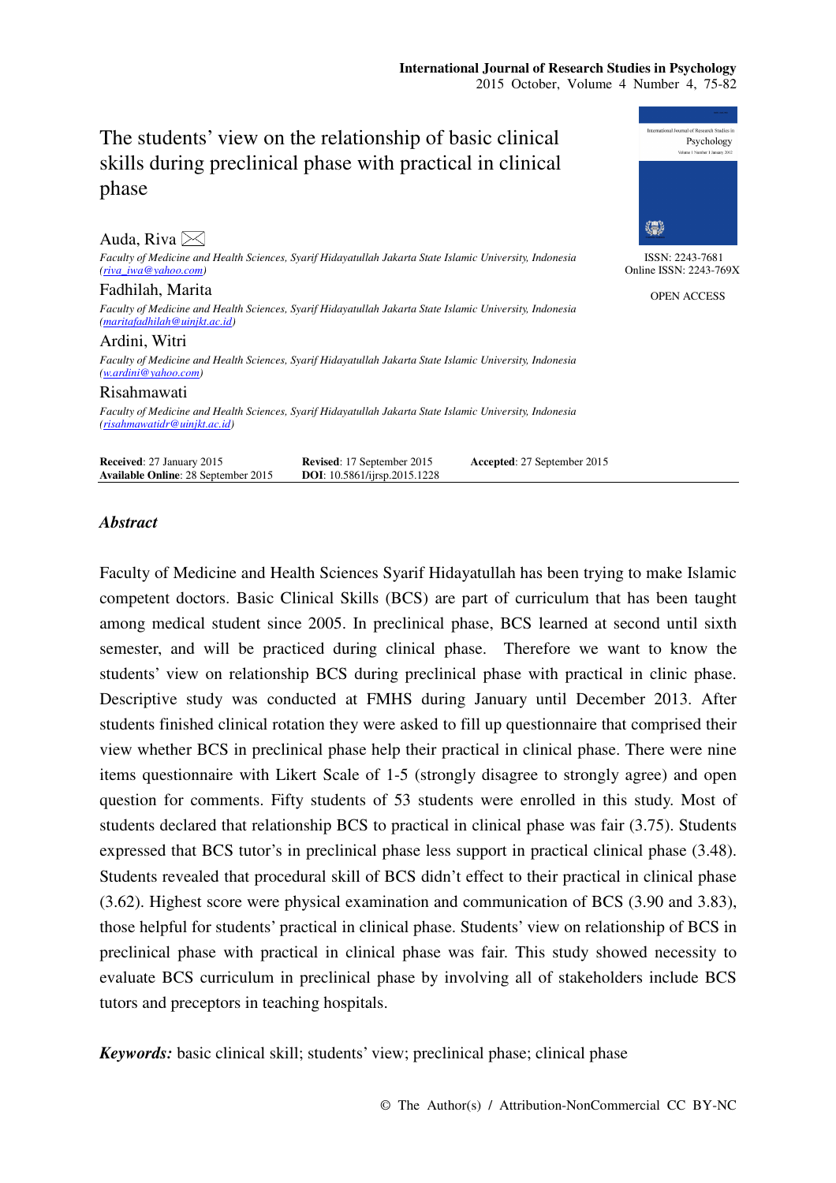# The students' view on the relationship of basic clinical skills during preclinical phase with practical in clinical phase

**Auda, Riva** ✉
*Faculty of Medicine and Health Sciences, Syarif Hidayatullah Jakarta State Islamic University, Indonesia (riva_iwa@yahoo.com)*

**Fadhilah, Marita**
*Faculty of Medicine and Health Sciences, Syarif Hidayatullah Jakarta State Islamic University, Indonesia (maritafadhilah@uinjkt.ac.id)*

**Ardini, Witri**
*Faculty of Medicine and Health Sciences, Syarif Hidayatullah Jakarta State Islamic University, Indonesia (w.ardini@yahoo.com)*

**Risahmawati**
*Faculty of Medicine and Health Sciences, Syarif Hidayatullah Jakarta State Islamic University, Indonesia (risahmawatidr@uinjkt.ac.id)*

ISSN: 2243-7681
Online ISSN: 2243-769X

OPEN ACCESS

**Received**: 27 January 2015 **Revised**: 17 September 2015 **Accepted**: 27 September 2015
**Available Online**: 28 September 2015 **DOI**: 10.5861/ijrsp.2015.1228

## *Abstract*

Faculty of Medicine and Health Sciences Syarif Hidayatullah has been trying to make Islamic competent doctors. Basic Clinical Skills (BCS) are part of curriculum that has been taught among medical student since 2005. In preclinical phase, BCS learned at second until sixth semester, and will be practiced during clinical phase. Therefore we want to know the students' view on relationship BCS during preclinical phase with practical in clinic phase. Descriptive study was conducted at FMHS during January until December 2013. After students finished clinical rotation they were asked to fill up questionnaire that comprised their view whether BCS in preclinical phase help their practical in clinical phase. There were nine items questionnaire with Likert Scale of 1-5 (strongly disagree to strongly agree) and open question for comments. Fifty students of 53 students were enrolled in this study. Most of students declared that relationship BCS to practical in clinical phase was fair (3.75). Students expressed that BCS tutor's in preclinical phase less support in practical clinical phase (3.48). Students revealed that procedural skill of BCS didn't effect to their practical in clinical phase (3.62). Highest score were physical examination and communication of BCS (3.90 and 3.83), those helpful for students' practical in clinical phase. Students' view on relationship of BCS in preclinical phase with practical in clinical phase was fair. This study showed necessity to evaluate BCS curriculum in preclinical phase by involving all of stakeholders include BCS tutors and preceptors in teaching hospitals.

***Keywords:*** basic clinical skill; students' view; preclinical phase; clinical phase

© The Author(s) / Attribution-NonCommercial CC BY-NC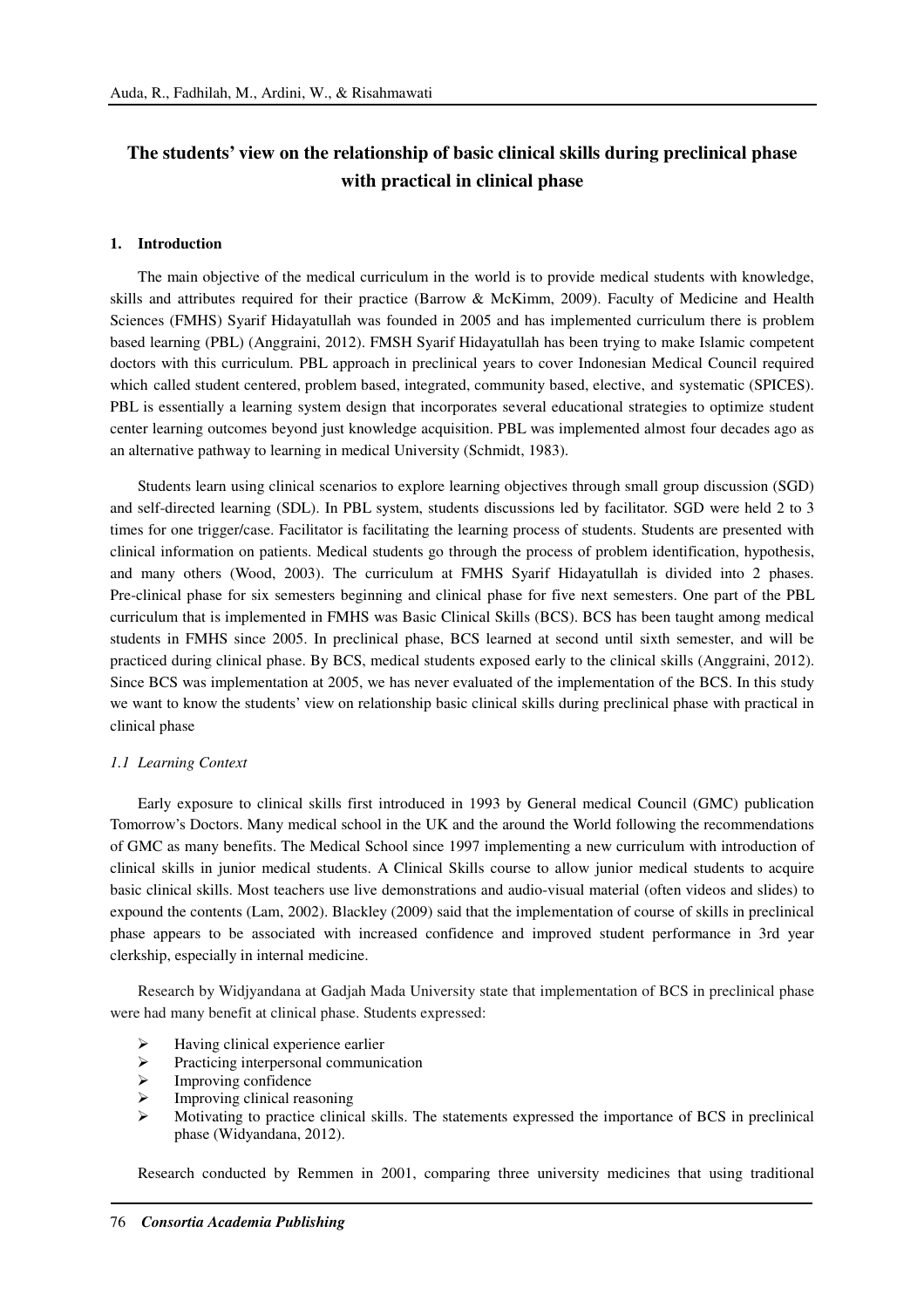# The students' view on the relationship of basic clinical skills during preclinical phase with practical in clinical phase

## 1. Introduction

The main objective of the medical curriculum in the world is to provide medical students with knowledge, skills and attributes required for their practice (Barrow & McKimm, 2009). Faculty of Medicine and Health Sciences (FMHS) Syarif Hidayatullah was founded in 2005 and has implemented curriculum there is problem based learning (PBL) (Anggraini, 2012). FMSH Syarif Hidayatullah has been trying to make Islamic competent doctors with this curriculum. PBL approach in preclinical years to cover Indonesian Medical Council required which called student centered, problem based, integrated, community based, elective, and systematic (SPICES). PBL is essentially a learning system design that incorporates several educational strategies to optimize student center learning outcomes beyond just knowledge acquisition. PBL was implemented almost four decades ago as an alternative pathway to learning in medical University (Schmidt, 1983).

Students learn using clinical scenarios to explore learning objectives through small group discussion (SGD) and self-directed learning (SDL). In PBL system, students discussions led by facilitator. SGD were held 2 to 3 times for one trigger/case. Facilitator is facilitating the learning process of students. Students are presented with clinical information on patients. Medical students go through the process of problem identification, hypothesis, and many others (Wood, 2003). The curriculum at FMHS Syarif Hidayatullah is divided into 2 phases. Pre-clinical phase for six semesters beginning and clinical phase for five next semesters. One part of the PBL curriculum that is implemented in FMHS was Basic Clinical Skills (BCS). BCS has been taught among medical students in FMHS since 2005. In preclinical phase, BCS learned at second until sixth semester, and will be practiced during clinical phase. By BCS, medical students exposed early to the clinical skills (Anggraini, 2012). Since BCS was implementation at 2005, we has never evaluated of the implementation of the BCS. In this study we want to know the students' view on relationship basic clinical skills during preclinical phase with practical in clinical phase

### *1.1 Learning Context*

Early exposure to clinical skills first introduced in 1993 by General medical Council (GMC) publication Tomorrow's Doctors. Many medical school in the UK and the around the World following the recommendations of GMC as many benefits. The Medical School since 1997 implementing a new curriculum with introduction of clinical skills in junior medical students. A Clinical Skills course to allow junior medical students to acquire basic clinical skills. Most teachers use live demonstrations and audio-visual material (often videos and slides) to expound the contents (Lam, 2002). Blackley (2009) said that the implementation of course of skills in preclinical phase appears to be associated with increased confidence and improved student performance in 3rd year clerkship, especially in internal medicine.

Research by Widjyandana at Gadjah Mada University state that implementation of BCS in preclinical phase were had many benefit at clinical phase. Students expressed:

- Having clinical experience earlier
- Practicing interpersonal communication
- Improving confidence
- Improving clinical reasoning
- Motivating to practice clinical skills. The statements expressed the importance of BCS in preclinical phase (Widyandana, 2012).

Research conducted by Remmen in 2001, comparing three university medicines that using traditional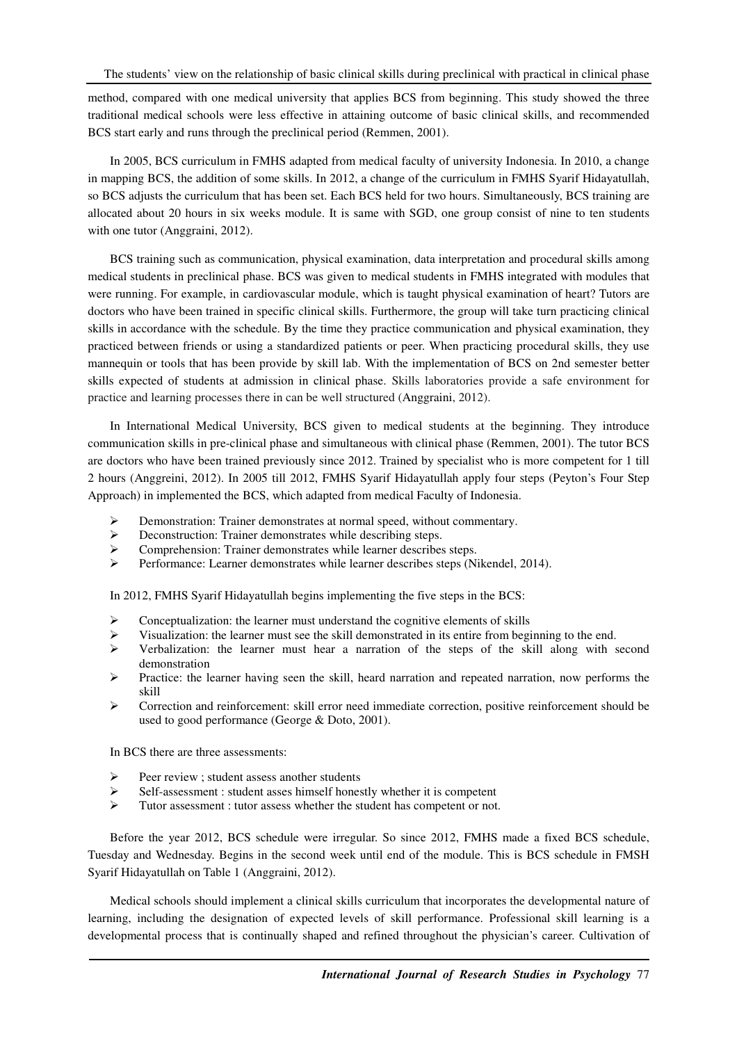method, compared with one medical university that applies BCS from beginning. This study showed the three traditional medical schools were less effective in attaining outcome of basic clinical skills, and recommended BCS start early and runs through the preclinical period (Remmen, 2001).

In 2005, BCS curriculum in FMHS adapted from medical faculty of university Indonesia. In 2010, a change in mapping BCS, the addition of some skills. In 2012, a change of the curriculum in FMHS Syarif Hidayatullah, so BCS adjusts the curriculum that has been set. Each BCS held for two hours. Simultaneously, BCS training are allocated about 20 hours in six weeks module. It is same with SGD, one group consist of nine to ten students with one tutor (Anggraini, 2012).

BCS training such as communication, physical examination, data interpretation and procedural skills among medical students in preclinical phase. BCS was given to medical students in FMHS integrated with modules that were running. For example, in cardiovascular module, which is taught physical examination of heart? Tutors are doctors who have been trained in specific clinical skills. Furthermore, the group will take turn practicing clinical skills in accordance with the schedule. By the time they practice communication and physical examination, they practiced between friends or using a standardized patients or peer. When practicing procedural skills, they use mannequin or tools that has been provide by skill lab. With the implementation of BCS on 2nd semester better skills expected of students at admission in clinical phase. Skills laboratories provide a safe environment for practice and learning processes there in can be well structured (Anggraini, 2012).

In International Medical University, BCS given to medical students at the beginning. They introduce communication skills in pre-clinical phase and simultaneous with clinical phase (Remmen, 2001). The tutor BCS are doctors who have been trained previously since 2012. Trained by specialist who is more competent for 1 till 2 hours (Anggreini, 2012). In 2005 till 2012, FMHS Syarif Hidayatullah apply four steps (Peyton's Four Step Approach) in implemented the BCS, which adapted from medical Faculty of Indonesia.

- Demonstration: Trainer demonstrates at normal speed, without commentary.
- Deconstruction: Trainer demonstrates while describing steps.
- Comprehension: Trainer demonstrates while learner describes steps.
- Performance: Learner demonstrates while learner describes steps (Nikendel, 2014).

In 2012, FMHS Syarif Hidayatullah begins implementing the five steps in the BCS:

- Conceptualization: the learner must understand the cognitive elements of skills
- Visualization: the learner must see the skill demonstrated in its entire from beginning to the end.
- Verbalization: the learner must hear a narration of the steps of the skill along with second demonstration
- Practice: the learner having seen the skill, heard narration and repeated narration, now performs the skill
- Correction and reinforcement: skill error need immediate correction, positive reinforcement should be used to good performance (George & Doto, 2001).

In BCS there are three assessments:

- Peer review ; student assess another students
- Self-assessment : student asses himself honestly whether it is competent
- Tutor assessment : tutor assess whether the student has competent or not.

Before the year 2012, BCS schedule were irregular. So since 2012, FMHS made a fixed BCS schedule, Tuesday and Wednesday. Begins in the second week until end of the module. This is BCS schedule in FMSH Syarif Hidayatullah on Table 1 (Anggraini, 2012).

Medical schools should implement a clinical skills curriculum that incorporates the developmental nature of learning, including the designation of expected levels of skill performance. Professional skill learning is a developmental process that is continually shaped and refined throughout the physician's career. Cultivation of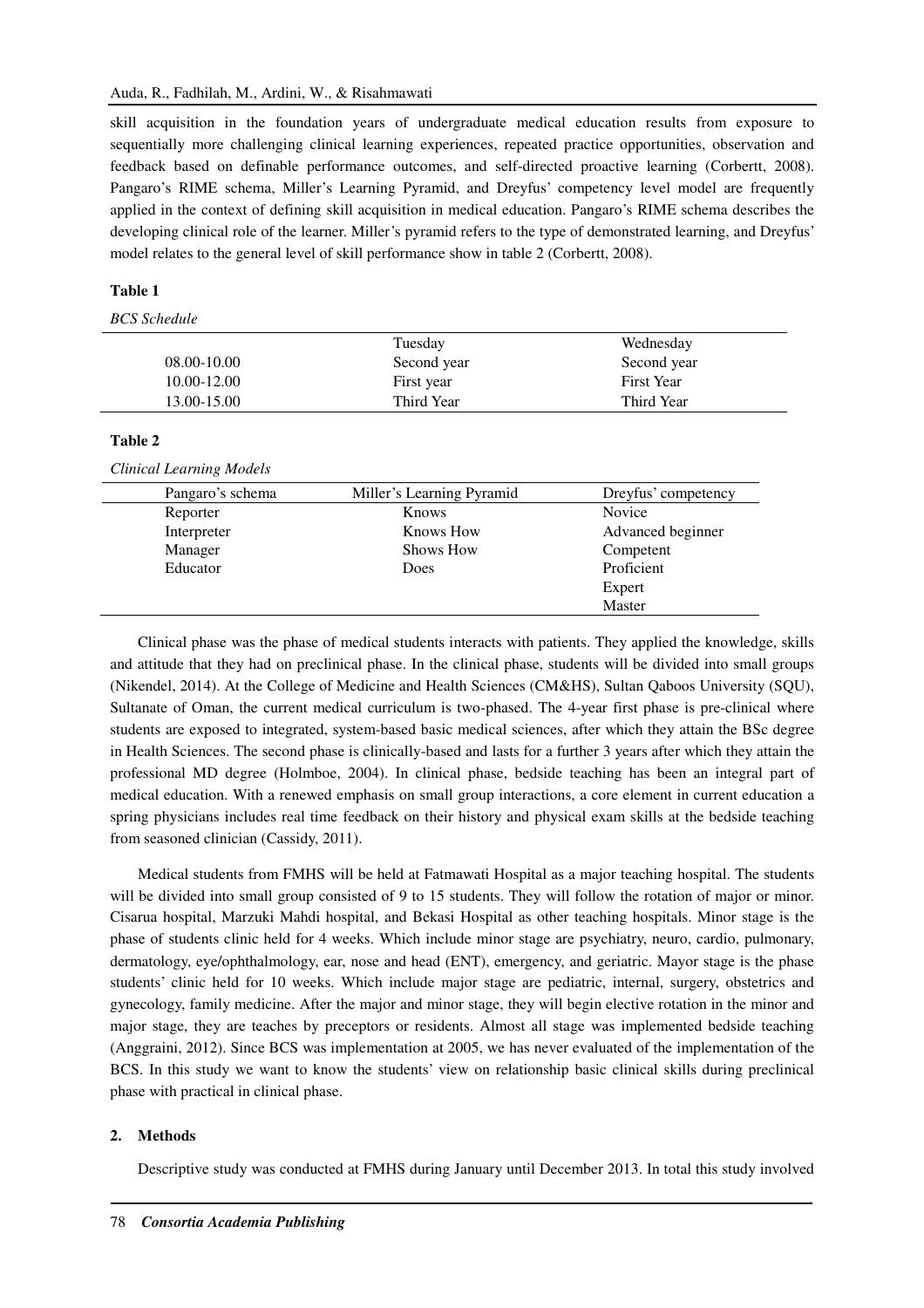skill acquisition in the foundation years of undergraduate medical education results from exposure to sequentially more challenging clinical learning experiences, repeated practice opportunities, observation and feedback based on definable performance outcomes, and self-directed proactive learning (Corbertt, 2008). Pangaro's RIME schema, Miller's Learning Pyramid, and Dreyfus' competency level model are frequently applied in the context of defining skill acquisition in medical education. Pangaro's RIME schema describes the developing clinical role of the learner. Miller's pyramid refers to the type of demonstrated learning, and Dreyfus' model relates to the general level of skill performance show in table 2 (Corbertt, 2008).

**Table 1**

*BCS Schedule*

| | Tuesday | Wednesday |
|---|---|---|
| 08.00-10.00 | Second year | Second year |
| 10.00-12.00 | First year | First Year |
| 13.00-15.00 | Third Year | Third Year |

**Table 2**

*Clinical Learning Models*

| Pangaro's schema | Miller's Learning Pyramid | Dreyfus' competency |
|---|---|---|
| Reporter | Knows | Novice |
| Interpreter | Knows How | Advanced beginner |
| Manager | Shows How | Competent |
| Educator | Does | Proficient |
| | | Expert |
| | | Master |

Clinical phase was the phase of medical students interacts with patients. They applied the knowledge, skills and attitude that they had on preclinical phase. In the clinical phase, students will be divided into small groups (Nikendel, 2014). At the College of Medicine and Health Sciences (CM&HS), Sultan Qaboos University (SQU), Sultanate of Oman, the current medical curriculum is two-phased. The 4-year first phase is pre-clinical where students are exposed to integrated, system-based basic medical sciences, after which they attain the BSc degree in Health Sciences. The second phase is clinically-based and lasts for a further 3 years after which they attain the professional MD degree (Holmboe, 2004). In clinical phase, bedside teaching has been an integral part of medical education. With a renewed emphasis on small group interactions, a core element in current education a spring physicians includes real time feedback on their history and physical exam skills at the bedside teaching from seasoned clinician (Cassidy, 2011).

Medical students from FMHS will be held at Fatmawati Hospital as a major teaching hospital. The students will be divided into small group consisted of 9 to 15 students. They will follow the rotation of major or minor. Cisarua hospital, Marzuki Mahdi hospital, and Bekasi Hospital as other teaching hospitals. Minor stage is the phase of students clinic held for 4 weeks. Which include minor stage are psychiatry, neuro, cardio, pulmonary, dermatology, eye/ophthalmology, ear, nose and head (ENT), emergency, and geriatric. Mayor stage is the phase students' clinic held for 10 weeks. Which include major stage are pediatric, internal, surgery, obstetrics and gynecology, family medicine. After the major and minor stage, they will begin elective rotation in the minor and major stage, they are teaches by preceptors or residents. Almost all stage was implemented bedside teaching (Anggraini, 2012). Since BCS was implementation at 2005, we has never evaluated of the implementation of the BCS. In this study we want to know the students' view on relationship basic clinical skills during preclinical phase with practical in clinical phase.

## 2. Methods

Descriptive study was conducted at FMHS during January until December 2013. In total this study involved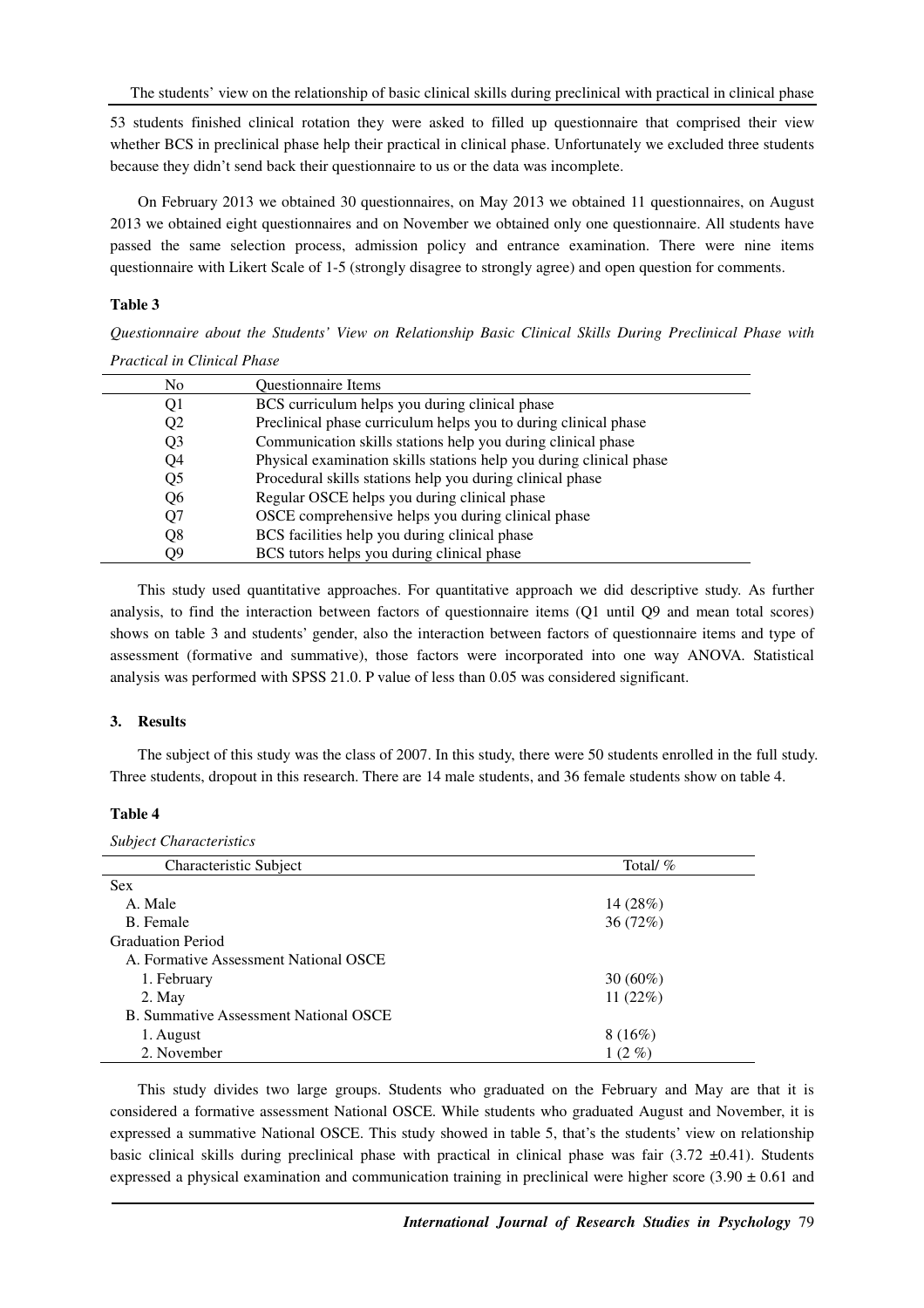53 students finished clinical rotation they were asked to filled up questionnaire that comprised their view whether BCS in preclinical phase help their practical in clinical phase. Unfortunately we excluded three students because they didn't send back their questionnaire to us or the data was incomplete.

On February 2013 we obtained 30 questionnaires, on May 2013 we obtained 11 questionnaires, on August 2013 we obtained eight questionnaires and on November we obtained only one questionnaire. All students have passed the same selection process, admission policy and entrance examination. There were nine items questionnaire with Likert Scale of 1-5 (strongly disagree to strongly agree) and open question for comments.

**Table 3**

*Questionnaire about the Students' View on Relationship Basic Clinical Skills During Preclinical Phase with Practical in Clinical Phase*

| No | Questionnaire Items |
|---|---|
| Q1 | BCS curriculum helps you during clinical phase |
| Q2 | Preclinical phase curriculum helps you to during clinical phase |
| Q3 | Communication skills stations help you during clinical phase |
| Q4 | Physical examination skills stations help you during clinical phase |
| Q5 | Procedural skills stations help you during clinical phase |
| Q6 | Regular OSCE helps you during clinical phase |
| Q7 | OSCE comprehensive helps you during clinical phase |
| Q8 | BCS facilities help you during clinical phase |
| Q9 | BCS tutors helps you during clinical phase |

This study used quantitative approaches. For quantitative approach we did descriptive study. As further analysis, to find the interaction between factors of questionnaire items (Q1 until Q9 and mean total scores) shows on table 3 and students' gender, also the interaction between factors of questionnaire items and type of assessment (formative and summative), those factors were incorporated into one way ANOVA. Statistical analysis was performed with SPSS 21.0. P value of less than 0.05 was considered significant.

## 3. Results

The subject of this study was the class of 2007. In this study, there were 50 students enrolled in the full study. Three students, dropout in this research. There are 14 male students, and 36 female students show on table 4.

**Table 4**

*Subject Characteristics*

| Characteristic Subject | Total/ % |
|---|---|
| Sex | |
| A. Male | 14 (28%) |
| B. Female | 36 (72%) |
| Graduation Period | |
| A. Formative Assessment National OSCE | |
| 1. February | 30 (60%) |
| 2. May | 11 (22%) |
| B. Summative Assessment National OSCE | |
| 1. August | 8 (16%) |
| 2. November | 1 (2 %) |

This study divides two large groups. Students who graduated on the February and May are that it is considered a formative assessment National OSCE. While students who graduated August and November, it is expressed a summative National OSCE. This study showed in table 5, that's the students' view on relationship basic clinical skills during preclinical phase with practical in clinical phase was fair (3.72 ±0.41). Students expressed a physical examination and communication training in preclinical were higher score (3.90 ± 0.61 and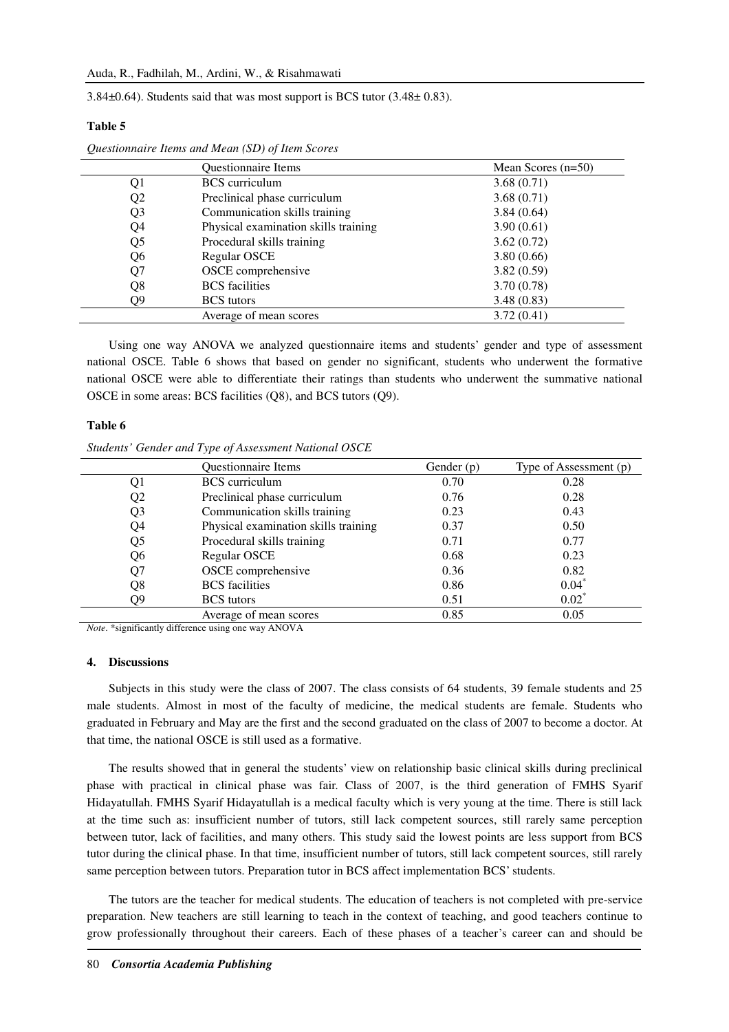3.84±0.64). Students said that was most support is BCS tutor (3.48± 0.83).

**Table 5**

*Questionnaire Items and Mean (SD) of Item Scores*

| | Questionnaire Items | Mean Scores (n=50) |
|---|---|---|
| Q1 | BCS curriculum | 3.68 (0.71) |
| Q2 | Preclinical phase curriculum | 3.68 (0.71) |
| Q3 | Communication skills training | 3.84 (0.64) |
| Q4 | Physical examination skills training | 3.90 (0.61) |
| Q5 | Procedural skills training | 3.62 (0.72) |
| Q6 | Regular OSCE | 3.80 (0.66) |
| Q7 | OSCE comprehensive | 3.82 (0.59) |
| Q8 | BCS facilities | 3.70 (0.78) |
| Q9 | BCS tutors | 3.48 (0.83) |
| | Average of mean scores | 3.72 (0.41) |

Using one way ANOVA we analyzed questionnaire items and students' gender and type of assessment national OSCE. Table 6 shows that based on gender no significant, students who underwent the formative national OSCE were able to differentiate their ratings than students who underwent the summative national OSCE in some areas: BCS facilities (Q8), and BCS tutors (Q9).

**Table 6**

*Students' Gender and Type of Assessment National OSCE*

| | Questionnaire Items | Gender (p) | Type of Assessment (p) |
|---|---|---|---|
| Q1 | BCS curriculum | 0.70 | 0.28 |
| Q2 | Preclinical phase curriculum | 0.76 | 0.28 |
| Q3 | Communication skills training | 0.23 | 0.43 |
| Q4 | Physical examination skills training | 0.37 | 0.50 |
| Q5 | Procedural skills training | 0.71 | 0.77 |
| Q6 | Regular OSCE | 0.68 | 0.23 |
| Q7 | OSCE comprehensive | 0.36 | 0.82 |
| Q8 | BCS facilities | 0.86 | 0.04* |
| Q9 | BCS tutors | 0.51 | 0.02* |
| | Average of mean scores | 0.85 | 0.05 |

*Note*. *significantly difference using one way ANOVA

## 4. Discussions

Subjects in this study were the class of 2007. The class consists of 64 students, 39 female students and 25 male students. Almost in most of the faculty of medicine, the medical students are female. Students who graduated in February and May are the first and the second graduated on the class of 2007 to become a doctor. At that time, the national OSCE is still used as a formative.

The results showed that in general the students' view on relationship basic clinical skills during preclinical phase with practical in clinical phase was fair. Class of 2007, is the third generation of FMHS Syarif Hidayatullah. FMHS Syarif Hidayatullah is a medical faculty which is very young at the time. There is still lack at the time such as: insufficient number of tutors, still lack competent sources, still rarely same perception between tutor, lack of facilities, and many others. This study said the lowest points are less support from BCS tutor during the clinical phase. In that time, insufficient number of tutors, still lack competent sources, still rarely same perception between tutors. Preparation tutor in BCS affect implementation BCS' students.

The tutors are the teacher for medical students. The education of teachers is not completed with pre-service preparation. New teachers are still learning to teach in the context of teaching, and good teachers continue to grow professionally throughout their careers. Each of these phases of a teacher's career can and should be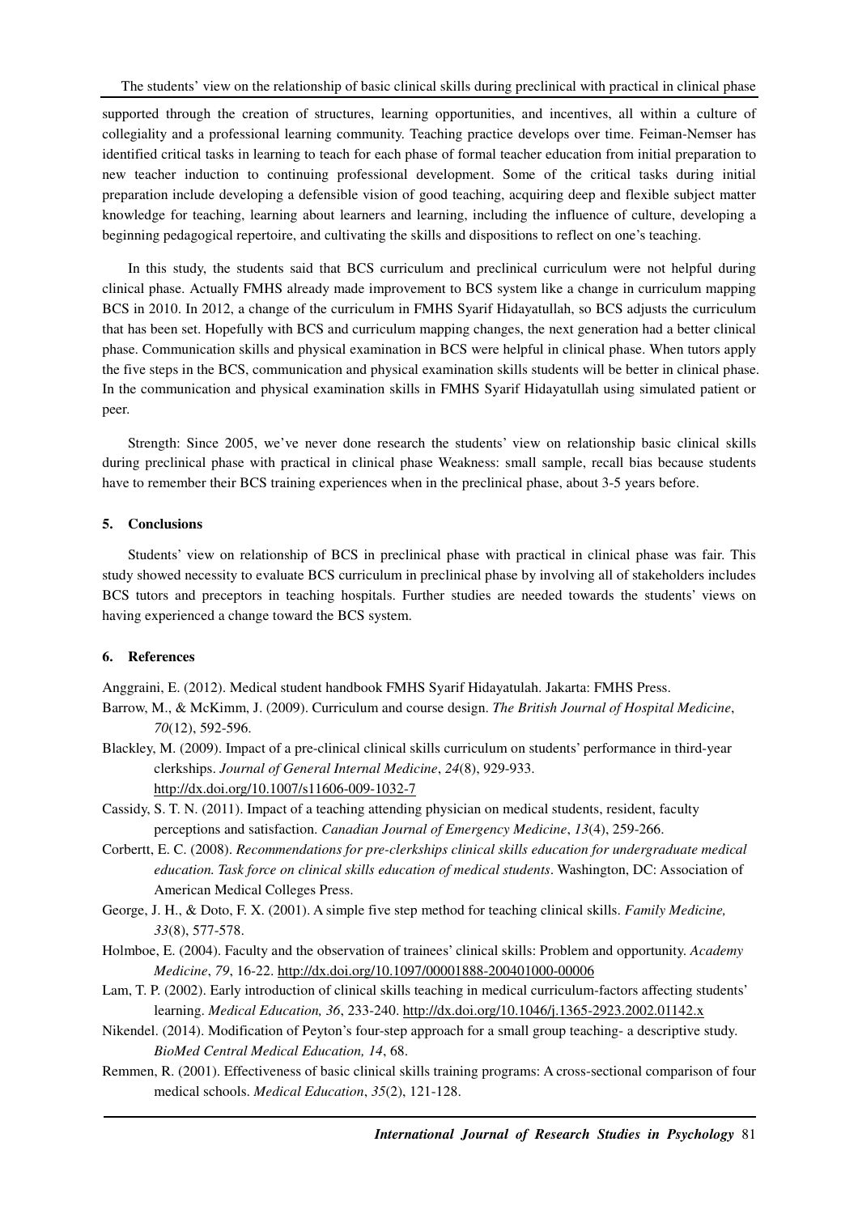supported through the creation of structures, learning opportunities, and incentives, all within a culture of collegiality and a professional learning community. Teaching practice develops over time. Feiman-Nemser has identified critical tasks in learning to teach for each phase of formal teacher education from initial preparation to new teacher induction to continuing professional development. Some of the critical tasks during initial preparation include developing a defensible vision of good teaching, acquiring deep and flexible subject matter knowledge for teaching, learning about learners and learning, including the influence of culture, developing a beginning pedagogical repertoire, and cultivating the skills and dispositions to reflect on one's teaching.

In this study, the students said that BCS curriculum and preclinical curriculum were not helpful during clinical phase. Actually FMHS already made improvement to BCS system like a change in curriculum mapping BCS in 2010. In 2012, a change of the curriculum in FMHS Syarif Hidayatullah, so BCS adjusts the curriculum that has been set. Hopefully with BCS and curriculum mapping changes, the next generation had a better clinical phase. Communication skills and physical examination in BCS were helpful in clinical phase. When tutors apply the five steps in the BCS, communication and physical examination skills students will be better in clinical phase. In the communication and physical examination skills in FMHS Syarif Hidayatullah using simulated patient or peer.

Strength: Since 2005, we've never done research the students' view on relationship basic clinical skills during preclinical phase with practical in clinical phase Weakness: small sample, recall bias because students have to remember their BCS training experiences when in the preclinical phase, about 3-5 years before.

## 5. Conclusions

Students' view on relationship of BCS in preclinical phase with practical in clinical phase was fair. This study showed necessity to evaluate BCS curriculum in preclinical phase by involving all of stakeholders includes BCS tutors and preceptors in teaching hospitals. Further studies are needed towards the students' views on having experienced a change toward the BCS system.

## 6. References

Anggraini, E. (2012). Medical student handbook FMHS Syarif Hidayatulah. Jakarta: FMHS Press.

Barrow, M., & McKimm, J. (2009). Curriculum and course design. *The British Journal of Hospital Medicine*, *70*(12), 592-596.

Blackley, M. (2009). Impact of a pre-clinical clinical skills curriculum on students' performance in third-year clerkships. *Journal of General Internal Medicine*, *24*(8), 929-933. http://dx.doi.org/10.1007/s11606-009-1032-7

Cassidy, S. T. N. (2011). Impact of a teaching attending physician on medical students, resident, faculty perceptions and satisfaction. *Canadian Journal of Emergency Medicine*, *13*(4), 259-266.

Corbertt, E. C. (2008). *Recommendations for pre-clerkships clinical skills education for undergraduate medical education. Task force on clinical skills education of medical students*. Washington, DC: Association of American Medical Colleges Press.

George, J. H., & Doto, F. X. (2001). A simple five step method for teaching clinical skills. *Family Medicine, 33*(8), 577-578.

Holmboe, E. (2004). Faculty and the observation of trainees' clinical skills: Problem and opportunity. *Academy Medicine*, *79*, 16-22. http://dx.doi.org/10.1097/00001888-200401000-00006

Lam, T. P. (2002). Early introduction of clinical skills teaching in medical curriculum-factors affecting students' learning. *Medical Education, 36*, 233-240. http://dx.doi.org/10.1046/j.1365-2923.2002.01142.x

Nikendel. (2014). Modification of Peyton's four-step approach for a small group teaching- a descriptive study. *BioMed Central Medical Education, 14*, 68.

Remmen, R. (2001). Effectiveness of basic clinical skills training programs: A cross-sectional comparison of four medical schools. *Medical Education*, *35*(2), 121-128.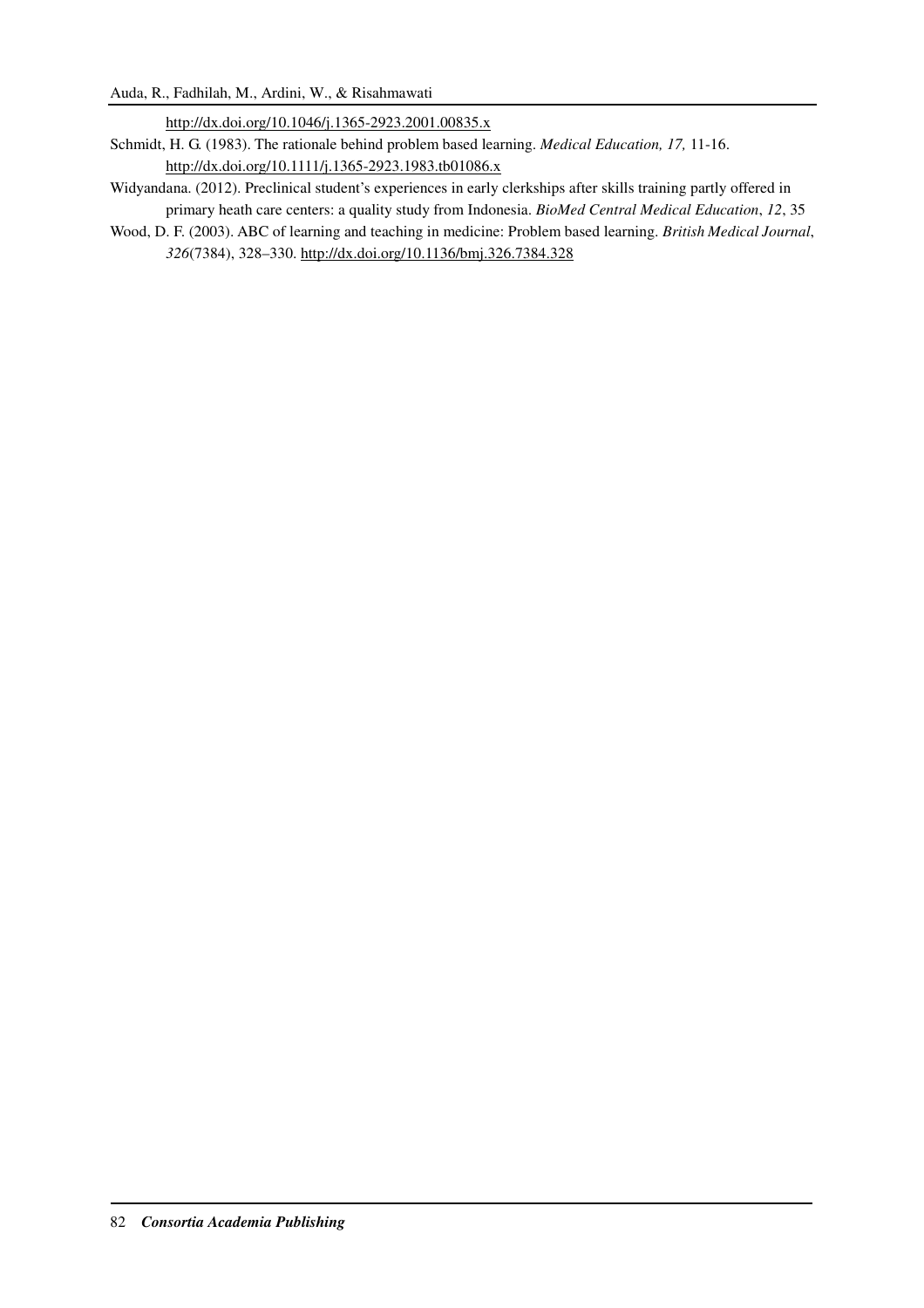http://dx.doi.org/10.1046/j.1365-2923.2001.00835.x

Schmidt, H. G. (1983). The rationale behind problem based learning. *Medical Education, 17,* 11-16. http://dx.doi.org/10.1111/j.1365-2923.1983.tb01086.x

Widyandana. (2012). Preclinical student's experiences in early clerkships after skills training partly offered in primary heath care centers: a quality study from Indonesia. *BioMed Central Medical Education*, *12*, 35

Wood, D. F. (2003). ABC of learning and teaching in medicine: Problem based learning. *British Medical Journal*, *326*(7384), 328–330. http://dx.doi.org/10.1136/bmj.326.7384.328